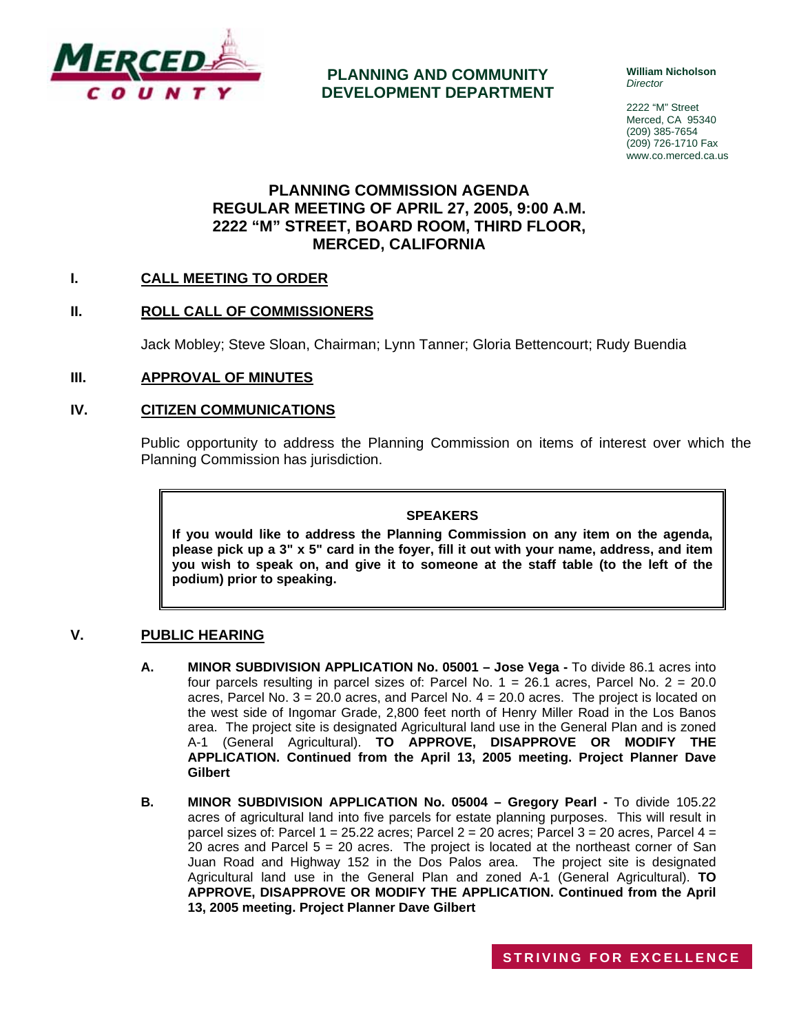MERCED COUNTY

**PLANNING AND COMMUNITY DEVELOPMENT DEPARTMENT**

**William Nicholson**
*Director*

2222 "M" Street
Merced, CA 95340
(209) 385-7654
(209) 726-1710 Fax
www.co.merced.ca.us

# PLANNING COMMISSION AGENDA
# REGULAR MEETING OF APRIL 27, 2005, 9:00 A.M.
# 2222 "M" STREET, BOARD ROOM, THIRD FLOOR, MERCED, CALIFORNIA

## I. CALL MEETING TO ORDER

## II. ROLL CALL OF COMMISSIONERS

Jack Mobley; Steve Sloan, Chairman; Lynn Tanner; Gloria Bettencourt; Rudy Buendia

## III. APPROVAL OF MINUTES

## IV. CITIZEN COMMUNICATIONS

Public opportunity to address the Planning Commission on items of interest over which the Planning Commission has jurisdiction.

> **SPEAKERS**
>
> **If you would like to address the Planning Commission on any item on the agenda, please pick up a 3" x 5" card in the foyer, fill it out with your name, address, and item you wish to speak on, and give it to someone at the staff table (to the left of the podium) prior to speaking.**

## V. PUBLIC HEARING

**A. MINOR SUBDIVISION APPLICATION No. 05001 – Jose Vega -** To divide 86.1 acres into four parcels resulting in parcel sizes of: Parcel No. 1 = 26.1 acres, Parcel No. 2 = 20.0 acres, Parcel No. 3 = 20.0 acres, and Parcel No. 4 = 20.0 acres. The project is located on the west side of Ingomar Grade, 2,800 feet north of Henry Miller Road in the Los Banos area. The project site is designated Agricultural land use in the General Plan and is zoned A-1 (General Agricultural). **TO APPROVE, DISAPPROVE OR MODIFY THE APPLICATION. Continued from the April 13, 2005 meeting. Project Planner Dave Gilbert**

**B. MINOR SUBDIVISION APPLICATION No. 05004 – Gregory Pearl -** To divide 105.22 acres of agricultural land into five parcels for estate planning purposes. This will result in parcel sizes of: Parcel 1 = 25.22 acres; Parcel 2 = 20 acres; Parcel 3 = 20 acres, Parcel 4 = 20 acres and Parcel 5 = 20 acres. The project is located at the northeast corner of San Juan Road and Highway 152 in the Dos Palos area. The project site is designated Agricultural land use in the General Plan and zoned A-1 (General Agricultural). **TO APPROVE, DISAPPROVE OR MODIFY THE APPLICATION. Continued from the April 13, 2005 meeting. Project Planner Dave Gilbert**

STRIVING FOR EXCELLENCE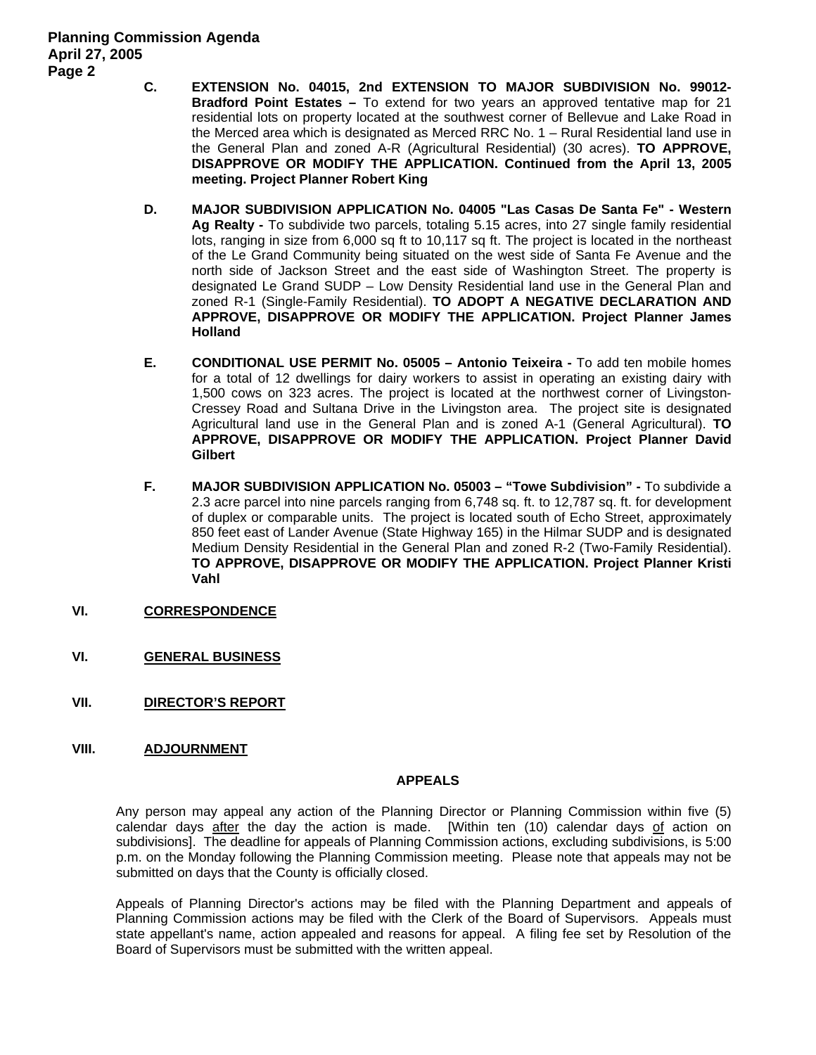C. **EXTENSION No. 04015, 2nd EXTENSION TO MAJOR SUBDIVISION No. 99012- Bradford Point Estates –** To extend for two years an approved tentative map for 21 residential lots on property located at the southwest corner of Bellevue and Lake Road in the Merced area which is designated as Merced RRC No. 1 – Rural Residential land use in the General Plan and zoned A-R (Agricultural Residential) (30 acres). **TO APPROVE, DISAPPROVE OR MODIFY THE APPLICATION. Continued from the April 13, 2005 meeting. Project Planner Robert King**

D. **MAJOR SUBDIVISION APPLICATION No. 04005 "Las Casas De Santa Fe" - Western Ag Realty -** To subdivide two parcels, totaling 5.15 acres, into 27 single family residential lots, ranging in size from 6,000 sq ft to 10,117 sq ft. The project is located in the northeast of the Le Grand Community being situated on the west side of Santa Fe Avenue and the north side of Jackson Street and the east side of Washington Street. The property is designated Le Grand SUDP – Low Density Residential land use in the General Plan and zoned R-1 (Single-Family Residential). **TO ADOPT A NEGATIVE DECLARATION AND APPROVE, DISAPPROVE OR MODIFY THE APPLICATION. Project Planner James Holland**

E. **CONDITIONAL USE PERMIT No. 05005 – Antonio Teixeira -** To add ten mobile homes for a total of 12 dwellings for dairy workers to assist in operating an existing dairy with 1,500 cows on 323 acres. The project is located at the northwest corner of Livingston-Cressey Road and Sultana Drive in the Livingston area. The project site is designated Agricultural land use in the General Plan and is zoned A-1 (General Agricultural). **TO APPROVE, DISAPPROVE OR MODIFY THE APPLICATION. Project Planner David Gilbert**

F. **MAJOR SUBDIVISION APPLICATION No. 05003 – "Towe Subdivision" -** To subdivide a 2.3 acre parcel into nine parcels ranging from 6,748 sq. ft. to 12,787 sq. ft. for development of duplex or comparable units. The project is located south of Echo Street, approximately 850 feet east of Lander Avenue (State Highway 165) in the Hilmar SUDP and is designated Medium Density Residential in the General Plan and zoned R-2 (Two-Family Residential). **TO APPROVE, DISAPPROVE OR MODIFY THE APPLICATION. Project Planner Kristi Vahl**

## VI. CORRESPONDENCE

## VI. GENERAL BUSINESS

## VII. DIRECTOR'S REPORT

## VIII. ADJOURNMENT

### APPEALS

Any person may appeal any action of the Planning Director or Planning Commission within five (5) calendar days after the day the action is made. [Within ten (10) calendar days of action on subdivisions]. The deadline for appeals of Planning Commission actions, excluding subdivisions, is 5:00 p.m. on the Monday following the Planning Commission meeting. Please note that appeals may not be submitted on days that the County is officially closed.

Appeals of Planning Director's actions may be filed with the Planning Department and appeals of Planning Commission actions may be filed with the Clerk of the Board of Supervisors. Appeals must state appellant's name, action appealed and reasons for appeal. A filing fee set by Resolution of the Board of Supervisors must be submitted with the written appeal.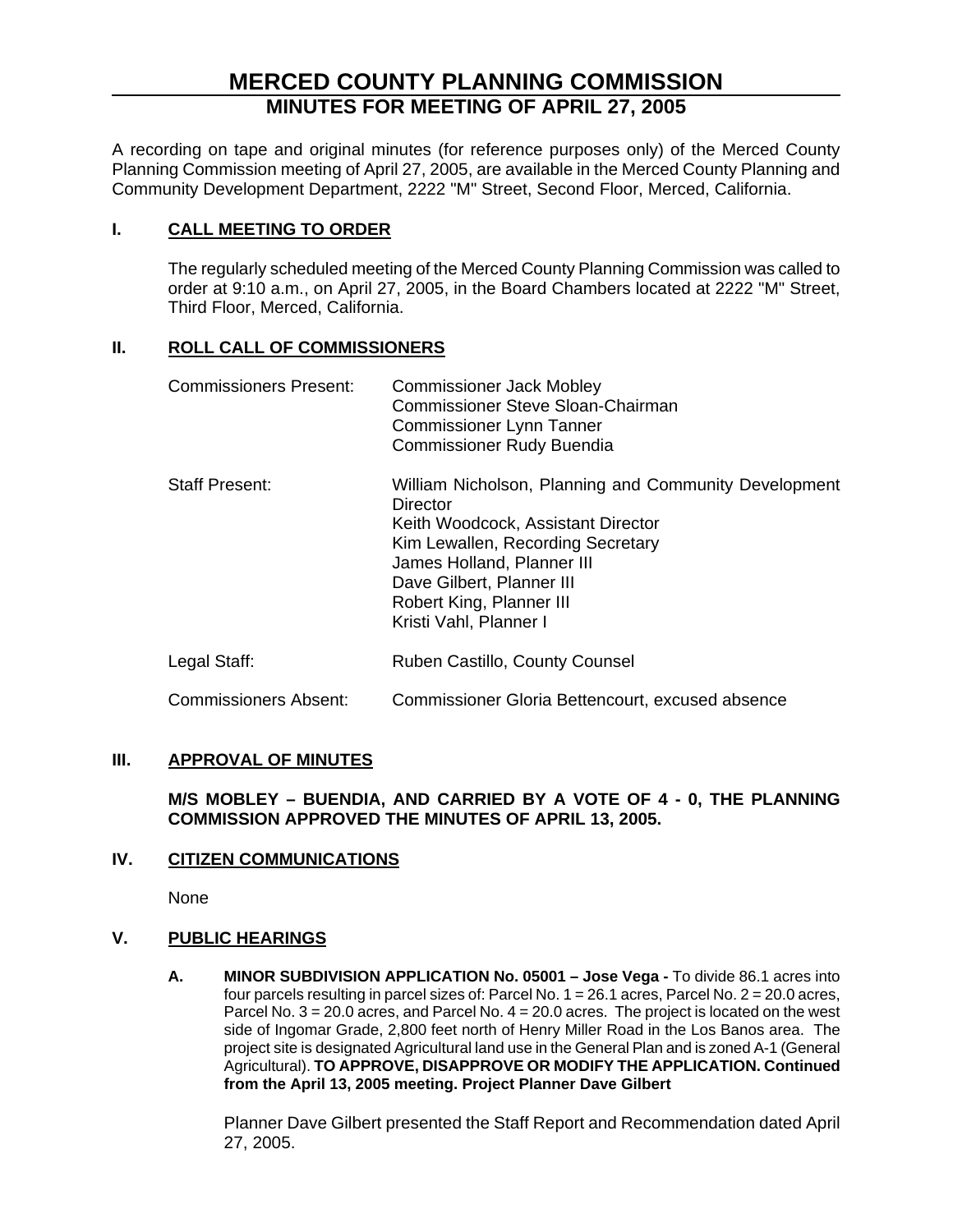# MERCED COUNTY PLANNING COMMISSION
## MINUTES FOR MEETING OF APRIL 27, 2005

A recording on tape and original minutes (for reference purposes only) of the Merced County Planning Commission meeting of April 27, 2005, are available in the Merced County Planning and Community Development Department, 2222 "M" Street, Second Floor, Merced, California.

### I. CALL MEETING TO ORDER

The regularly scheduled meeting of the Merced County Planning Commission was called to order at 9:10 a.m., on April 27, 2005, in the Board Chambers located at 2222 "M" Street, Third Floor, Merced, California.

### II. ROLL CALL OF COMMISSIONERS

| | |
|---|---|
| Commissioners Present: | Commissioner Jack Mobley<br>Commissioner Steve Sloan-Chairman<br>Commissioner Lynn Tanner<br>Commissioner Rudy Buendia |
| Staff Present: | William Nicholson, Planning and Community Development Director<br>Keith Woodcock, Assistant Director<br>Kim Lewallen, Recording Secretary<br>James Holland, Planner III<br>Dave Gilbert, Planner III<br>Robert King, Planner III<br>Kristi Vahl, Planner I |
| Legal Staff: | Ruben Castillo, County Counsel |
| Commissioners Absent: | Commissioner Gloria Bettencourt, excused absence |

### III. APPROVAL OF MINUTES

**M/S MOBLEY – BUENDIA, AND CARRIED BY A VOTE OF 4 - 0, THE PLANNING COMMISSION APPROVED THE MINUTES OF APRIL 13, 2005.**

### IV. CITIZEN COMMUNICATIONS

None

### V. PUBLIC HEARINGS

**A. MINOR SUBDIVISION APPLICATION No. 05001 – Jose Vega -** To divide 86.1 acres into four parcels resulting in parcel sizes of: Parcel No. 1 = 26.1 acres, Parcel No. 2 = 20.0 acres, Parcel No. 3 = 20.0 acres, and Parcel No. 4 = 20.0 acres. The project is located on the west side of Ingomar Grade, 2,800 feet north of Henry Miller Road in the Los Banos area. The project site is designated Agricultural land use in the General Plan and is zoned A-1 (General Agricultural). **TO APPROVE, DISAPPROVE OR MODIFY THE APPLICATION. Continued from the April 13, 2005 meeting. Project Planner Dave Gilbert**

Planner Dave Gilbert presented the Staff Report and Recommendation dated April 27, 2005.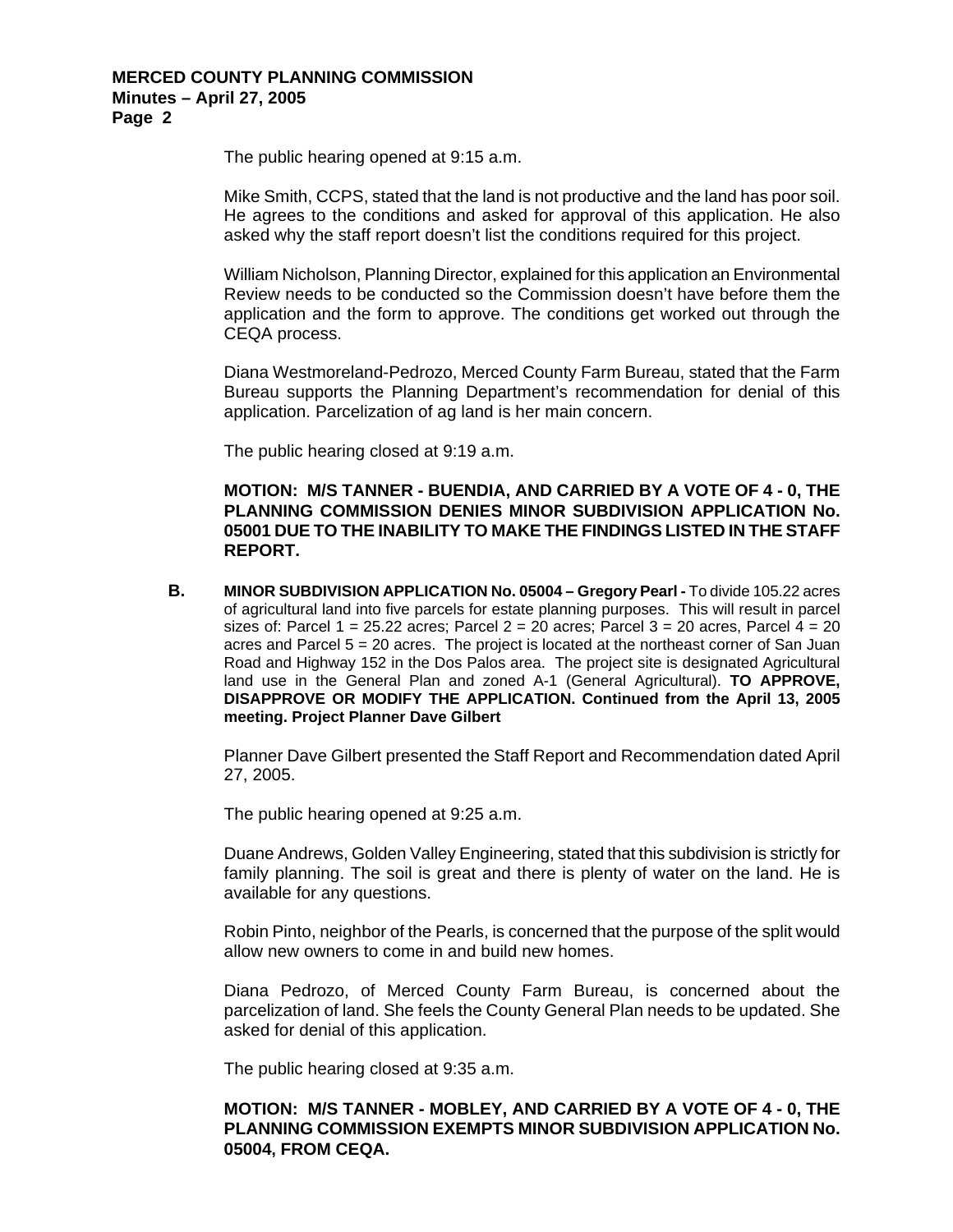The public hearing opened at 9:15 a.m.

Mike Smith, CCPS, stated that the land is not productive and the land has poor soil. He agrees to the conditions and asked for approval of this application. He also asked why the staff report doesn't list the conditions required for this project.

William Nicholson, Planning Director, explained for this application an Environmental Review needs to be conducted so the Commission doesn't have before them the application and the form to approve. The conditions get worked out through the CEQA process.

Diana Westmoreland-Pedrozo, Merced County Farm Bureau, stated that the Farm Bureau supports the Planning Department's recommendation for denial of this application. Parcelization of ag land is her main concern.

The public hearing closed at 9:19 a.m.

**MOTION: M/S TANNER - BUENDIA, AND CARRIED BY A VOTE OF 4 - 0, THE PLANNING COMMISSION DENIES MINOR SUBDIVISION APPLICATION No. 05001 DUE TO THE INABILITY TO MAKE THE FINDINGS LISTED IN THE STAFF REPORT.**

**B.** **MINOR SUBDIVISION APPLICATION No. 05004 – Gregory Pearl -** To divide 105.22 acres of agricultural land into five parcels for estate planning purposes. This will result in parcel sizes of: Parcel 1 = 25.22 acres; Parcel 2 = 20 acres; Parcel 3 = 20 acres, Parcel 4 = 20 acres and Parcel 5 = 20 acres. The project is located at the northeast corner of San Juan Road and Highway 152 in the Dos Palos area. The project site is designated Agricultural land use in the General Plan and zoned A-1 (General Agricultural). **TO APPROVE, DISAPPROVE OR MODIFY THE APPLICATION. Continued from the April 13, 2005 meeting. Project Planner Dave Gilbert**

Planner Dave Gilbert presented the Staff Report and Recommendation dated April 27, 2005.

The public hearing opened at 9:25 a.m.

Duane Andrews, Golden Valley Engineering, stated that this subdivision is strictly for family planning. The soil is great and there is plenty of water on the land. He is available for any questions.

Robin Pinto, neighbor of the Pearls, is concerned that the purpose of the split would allow new owners to come in and build new homes.

Diana Pedrozo, of Merced County Farm Bureau, is concerned about the parcelization of land. She feels the County General Plan needs to be updated. She asked for denial of this application.

The public hearing closed at 9:35 a.m.

**MOTION: M/S TANNER - MOBLEY, AND CARRIED BY A VOTE OF 4 - 0, THE PLANNING COMMISSION EXEMPTS MINOR SUBDIVISION APPLICATION No. 05004, FROM CEQA.**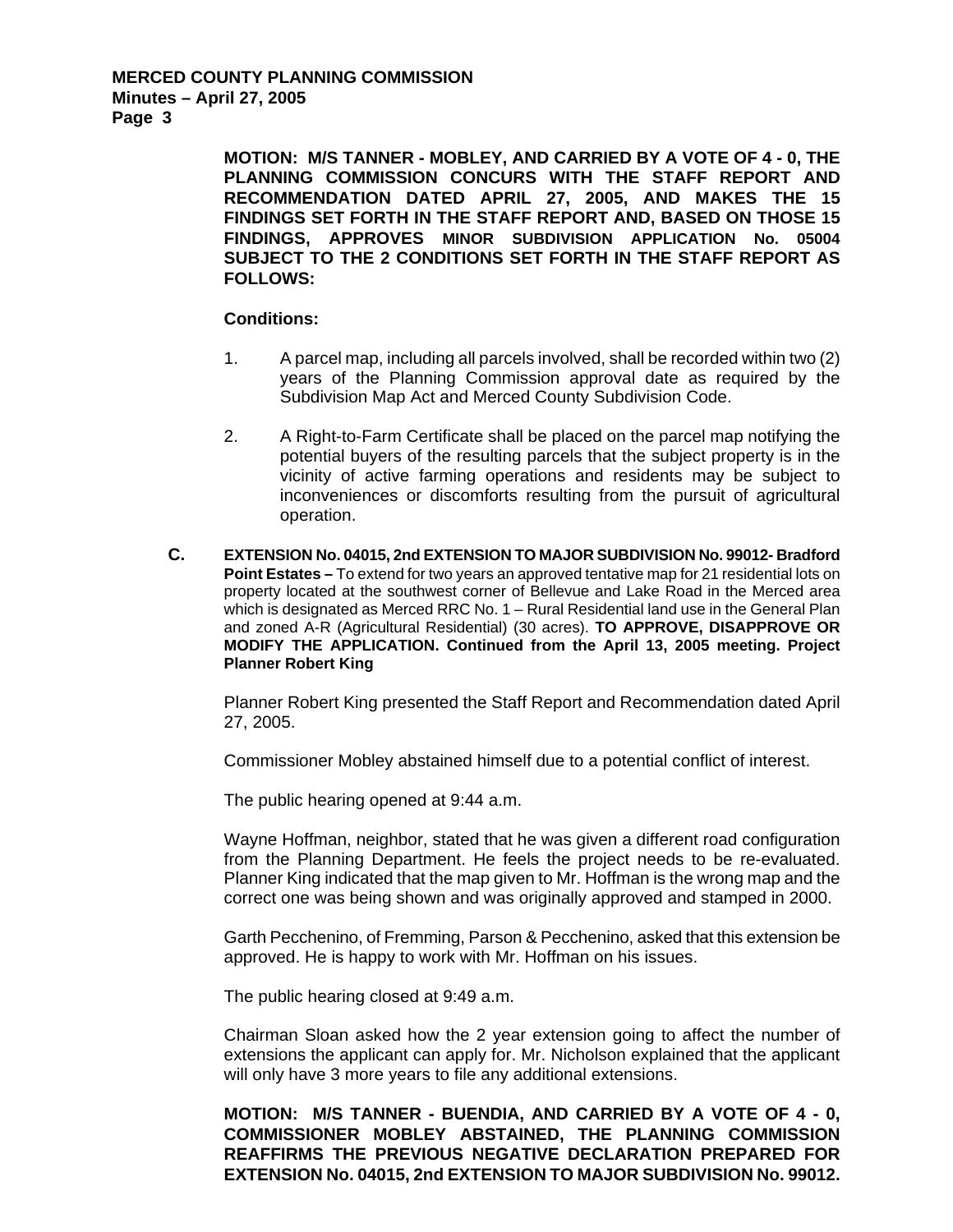**MOTION: M/S TANNER - MOBLEY, AND CARRIED BY A VOTE OF 4 - 0, THE PLANNING COMMISSION CONCURS WITH THE STAFF REPORT AND RECOMMENDATION DATED APRIL 27, 2005, AND MAKES THE 15 FINDINGS SET FORTH IN THE STAFF REPORT AND, BASED ON THOSE 15 FINDINGS, APPROVES MINOR SUBDIVISION APPLICATION No. 05004 SUBJECT TO THE 2 CONDITIONS SET FORTH IN THE STAFF REPORT AS FOLLOWS:**

**Conditions:**

1. A parcel map, including all parcels involved, shall be recorded within two (2) years of the Planning Commission approval date as required by the Subdivision Map Act and Merced County Subdivision Code.

2. A Right-to-Farm Certificate shall be placed on the parcel map notifying the potential buyers of the resulting parcels that the subject property is in the vicinity of active farming operations and residents may be subject to inconveniences or discomforts resulting from the pursuit of agricultural operation.

**C. EXTENSION No. 04015, 2nd EXTENSION TO MAJOR SUBDIVISION No. 99012- Bradford Point Estates –** To extend for two years an approved tentative map for 21 residential lots on property located at the southwest corner of Bellevue and Lake Road in the Merced area which is designated as Merced RRC No. 1 – Rural Residential land use in the General Plan and zoned A-R (Agricultural Residential) (30 acres). **TO APPROVE, DISAPPROVE OR MODIFY THE APPLICATION. Continued from the April 13, 2005 meeting. Project Planner Robert King**

Planner Robert King presented the Staff Report and Recommendation dated April 27, 2005.

Commissioner Mobley abstained himself due to a potential conflict of interest.

The public hearing opened at 9:44 a.m.

Wayne Hoffman, neighbor, stated that he was given a different road configuration from the Planning Department. He feels the project needs to be re-evaluated. Planner King indicated that the map given to Mr. Hoffman is the wrong map and the correct one was being shown and was originally approved and stamped in 2000.

Garth Pecchenino, of Fremming, Parson & Pecchenino, asked that this extension be approved. He is happy to work with Mr. Hoffman on his issues.

The public hearing closed at 9:49 a.m.

Chairman Sloan asked how the 2 year extension going to affect the number of extensions the applicant can apply for. Mr. Nicholson explained that the applicant will only have 3 more years to file any additional extensions.

**MOTION: M/S TANNER - BUENDIA, AND CARRIED BY A VOTE OF 4 - 0, COMMISSIONER MOBLEY ABSTAINED, THE PLANNING COMMISSION REAFFIRMS THE PREVIOUS NEGATIVE DECLARATION PREPARED FOR EXTENSION No. 04015, 2nd EXTENSION TO MAJOR SUBDIVISION No. 99012.**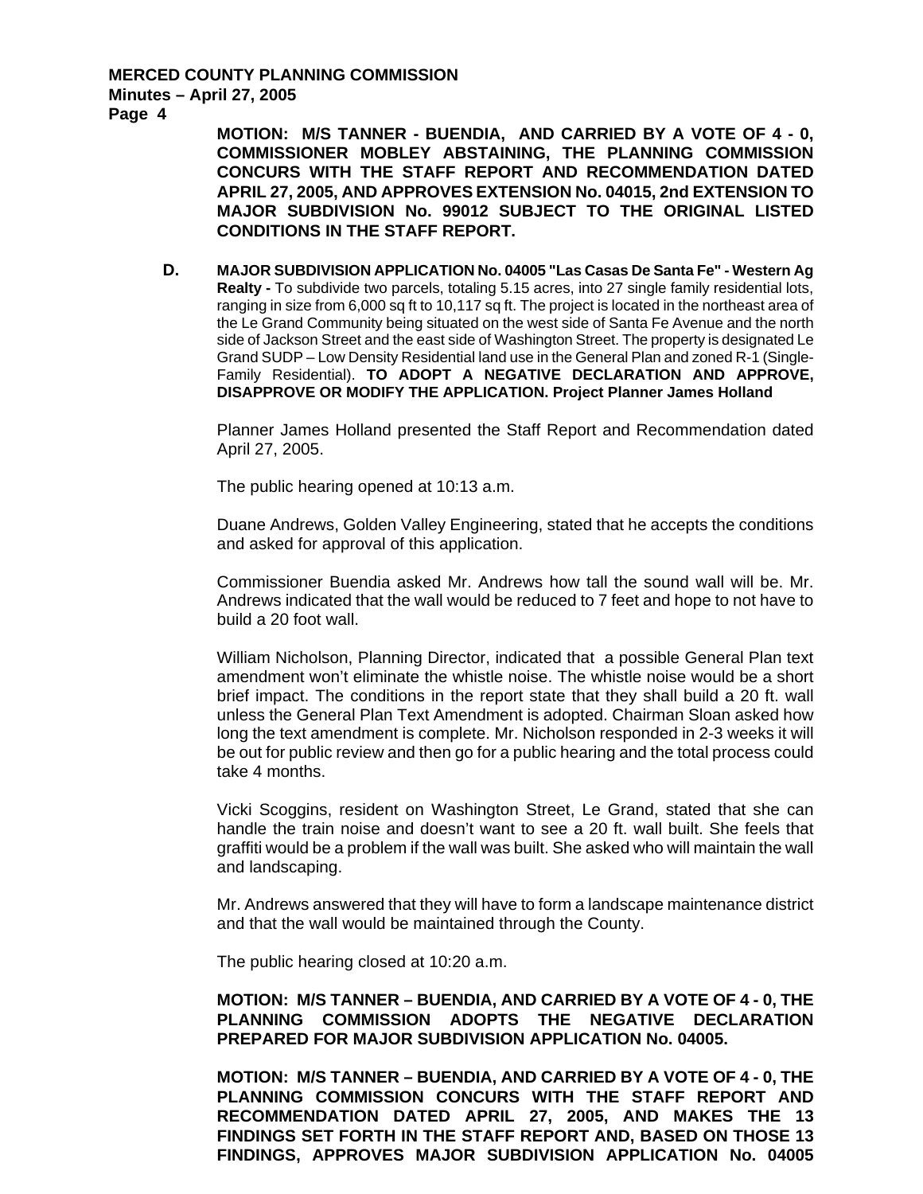**MOTION: M/S TANNER - BUENDIA, AND CARRIED BY A VOTE OF 4 - 0, COMMISSIONER MOBLEY ABSTAINING, THE PLANNING COMMISSION CONCURS WITH THE STAFF REPORT AND RECOMMENDATION DATED APRIL 27, 2005, AND APPROVES EXTENSION No. 04015, 2nd EXTENSION TO MAJOR SUBDIVISION No. 99012 SUBJECT TO THE ORIGINAL LISTED CONDITIONS IN THE STAFF REPORT.**

**D. MAJOR SUBDIVISION APPLICATION No. 04005 "Las Casas De Santa Fe" - Western Ag Realty -** To subdivide two parcels, totaling 5.15 acres, into 27 single family residential lots, ranging in size from 6,000 sq ft to 10,117 sq ft. The project is located in the northeast area of the Le Grand Community being situated on the west side of Santa Fe Avenue and the north side of Jackson Street and the east side of Washington Street. The property is designated Le Grand SUDP – Low Density Residential land use in the General Plan and zoned R-1 (Single-Family Residential). **TO ADOPT A NEGATIVE DECLARATION AND APPROVE, DISAPPROVE OR MODIFY THE APPLICATION. Project Planner James Holland**

Planner James Holland presented the Staff Report and Recommendation dated April 27, 2005.

The public hearing opened at 10:13 a.m.

Duane Andrews, Golden Valley Engineering, stated that he accepts the conditions and asked for approval of this application.

Commissioner Buendia asked Mr. Andrews how tall the sound wall will be. Mr. Andrews indicated that the wall would be reduced to 7 feet and hope to not have to build a 20 foot wall.

William Nicholson, Planning Director, indicated that a possible General Plan text amendment won't eliminate the whistle noise. The whistle noise would be a short brief impact. The conditions in the report state that they shall build a 20 ft. wall unless the General Plan Text Amendment is adopted. Chairman Sloan asked how long the text amendment is complete. Mr. Nicholson responded in 2-3 weeks it will be out for public review and then go for a public hearing and the total process could take 4 months.

Vicki Scoggins, resident on Washington Street, Le Grand, stated that she can handle the train noise and doesn't want to see a 20 ft. wall built. She feels that graffiti would be a problem if the wall was built. She asked who will maintain the wall and landscaping.

Mr. Andrews answered that they will have to form a landscape maintenance district and that the wall would be maintained through the County.

The public hearing closed at 10:20 a.m.

**MOTION: M/S TANNER – BUENDIA, AND CARRIED BY A VOTE OF 4 - 0, THE PLANNING COMMISSION ADOPTS THE NEGATIVE DECLARATION PREPARED FOR MAJOR SUBDIVISION APPLICATION No. 04005.**

**MOTION: M/S TANNER – BUENDIA, AND CARRIED BY A VOTE OF 4 - 0, THE PLANNING COMMISSION CONCURS WITH THE STAFF REPORT AND RECOMMENDATION DATED APRIL 27, 2005, AND MAKES THE 13 FINDINGS SET FORTH IN THE STAFF REPORT AND, BASED ON THOSE 13 FINDINGS, APPROVES MAJOR SUBDIVISION APPLICATION No. 04005**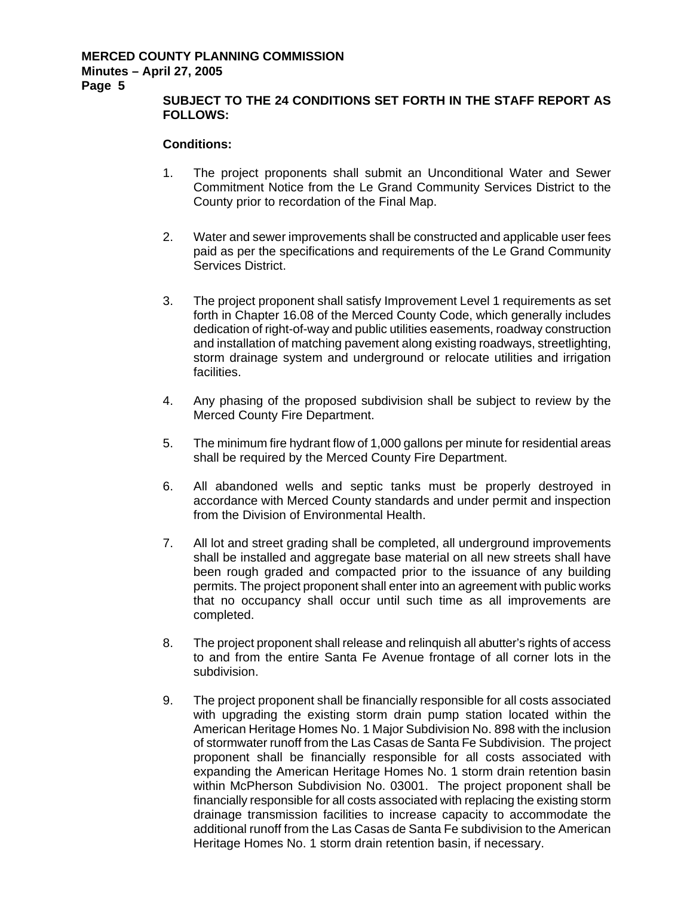**SUBJECT TO THE 24 CONDITIONS SET FORTH IN THE STAFF REPORT AS FOLLOWS:**

**Conditions:**

1. The project proponents shall submit an Unconditional Water and Sewer Commitment Notice from the Le Grand Community Services District to the County prior to recordation of the Final Map.

2. Water and sewer improvements shall be constructed and applicable user fees paid as per the specifications and requirements of the Le Grand Community Services District.

3. The project proponent shall satisfy Improvement Level 1 requirements as set forth in Chapter 16.08 of the Merced County Code, which generally includes dedication of right-of-way and public utilities easements, roadway construction and installation of matching pavement along existing roadways, streetlighting, storm drainage system and underground or relocate utilities and irrigation facilities.

4. Any phasing of the proposed subdivision shall be subject to review by the Merced County Fire Department.

5. The minimum fire hydrant flow of 1,000 gallons per minute for residential areas shall be required by the Merced County Fire Department.

6. All abandoned wells and septic tanks must be properly destroyed in accordance with Merced County standards and under permit and inspection from the Division of Environmental Health.

7. All lot and street grading shall be completed, all underground improvements shall be installed and aggregate base material on all new streets shall have been rough graded and compacted prior to the issuance of any building permits. The project proponent shall enter into an agreement with public works that no occupancy shall occur until such time as all improvements are completed.

8. The project proponent shall release and relinquish all abutter's rights of access to and from the entire Santa Fe Avenue frontage of all corner lots in the subdivision.

9. The project proponent shall be financially responsible for all costs associated with upgrading the existing storm drain pump station located within the American Heritage Homes No. 1 Major Subdivision No. 898 with the inclusion of stormwater runoff from the Las Casas de Santa Fe Subdivision. The project proponent shall be financially responsible for all costs associated with expanding the American Heritage Homes No. 1 storm drain retention basin within McPherson Subdivision No. 03001. The project proponent shall be financially responsible for all costs associated with replacing the existing storm drainage transmission facilities to increase capacity to accommodate the additional runoff from the Las Casas de Santa Fe subdivision to the American Heritage Homes No. 1 storm drain retention basin, if necessary.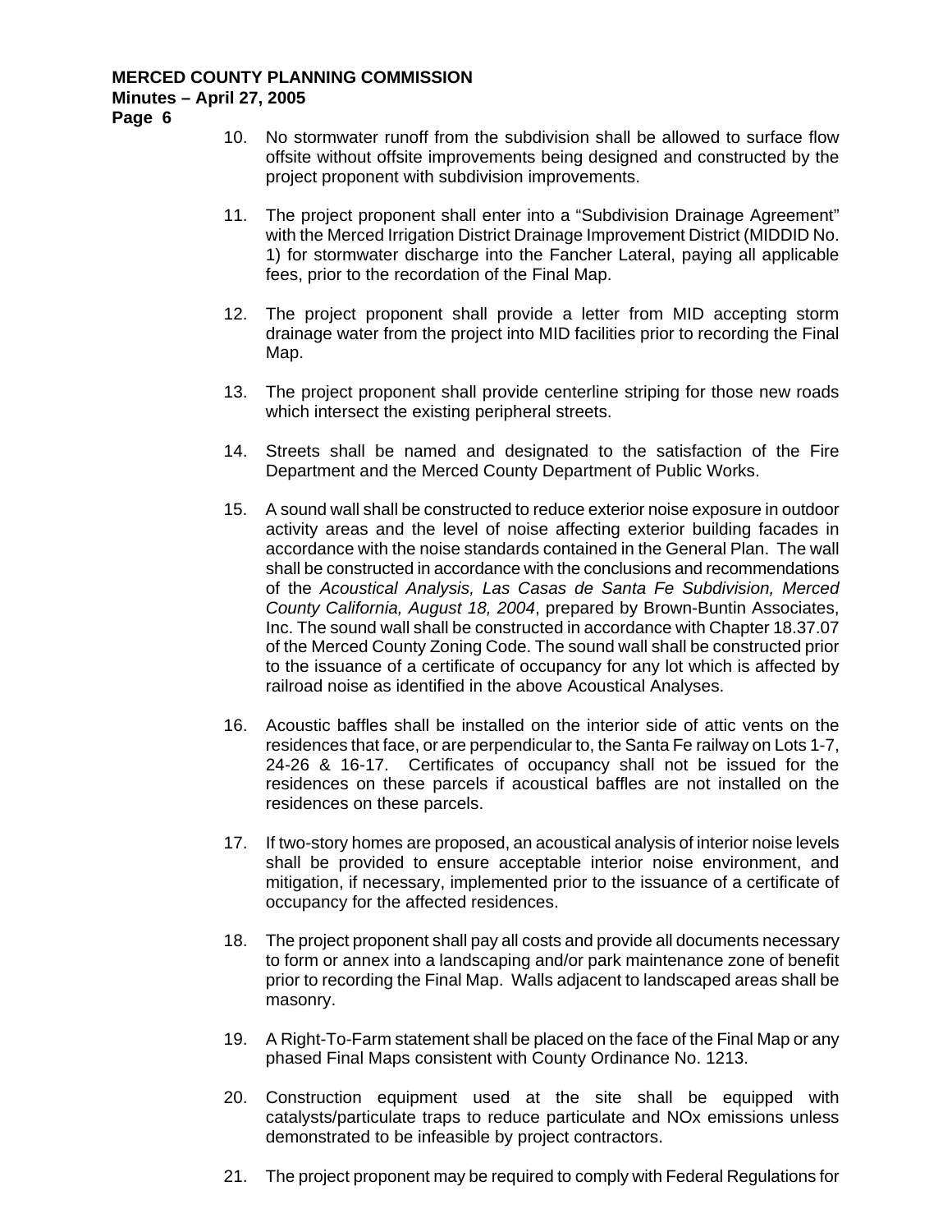10. No stormwater runoff from the subdivision shall be allowed to surface flow offsite without offsite improvements being designed and constructed by the project proponent with subdivision improvements.

11. The project proponent shall enter into a "Subdivision Drainage Agreement" with the Merced Irrigation District Drainage Improvement District (MIDDID No. 1) for stormwater discharge into the Fancher Lateral, paying all applicable fees, prior to the recordation of the Final Map.

12. The project proponent shall provide a letter from MID accepting storm drainage water from the project into MID facilities prior to recording the Final Map.

13. The project proponent shall provide centerline striping for those new roads which intersect the existing peripheral streets.

14. Streets shall be named and designated to the satisfaction of the Fire Department and the Merced County Department of Public Works.

15. A sound wall shall be constructed to reduce exterior noise exposure in outdoor activity areas and the level of noise affecting exterior building facades in accordance with the noise standards contained in the General Plan. The wall shall be constructed in accordance with the conclusions and recommendations of the *Acoustical Analysis, Las Casas de Santa Fe Subdivision, Merced County California, August 18, 2004*, prepared by Brown-Buntin Associates, Inc. The sound wall shall be constructed in accordance with Chapter 18.37.07 of the Merced County Zoning Code. The sound wall shall be constructed prior to the issuance of a certificate of occupancy for any lot which is affected by railroad noise as identified in the above Acoustical Analyses.

16. Acoustic baffles shall be installed on the interior side of attic vents on the residences that face, or are perpendicular to, the Santa Fe railway on Lots 1-7, 24-26 & 16-17. Certificates of occupancy shall not be issued for the residences on these parcels if acoustical baffles are not installed on the residences on these parcels.

17. If two-story homes are proposed, an acoustical analysis of interior noise levels shall be provided to ensure acceptable interior noise environment, and mitigation, if necessary, implemented prior to the issuance of a certificate of occupancy for the affected residences.

18. The project proponent shall pay all costs and provide all documents necessary to form or annex into a landscaping and/or park maintenance zone of benefit prior to recording the Final Map. Walls adjacent to landscaped areas shall be masonry.

19. A Right-To-Farm statement shall be placed on the face of the Final Map or any phased Final Maps consistent with County Ordinance No. 1213.

20. Construction equipment used at the site shall be equipped with catalysts/particulate traps to reduce particulate and NOx emissions unless demonstrated to be infeasible by project contractors.

21. The project proponent may be required to comply with Federal Regulations for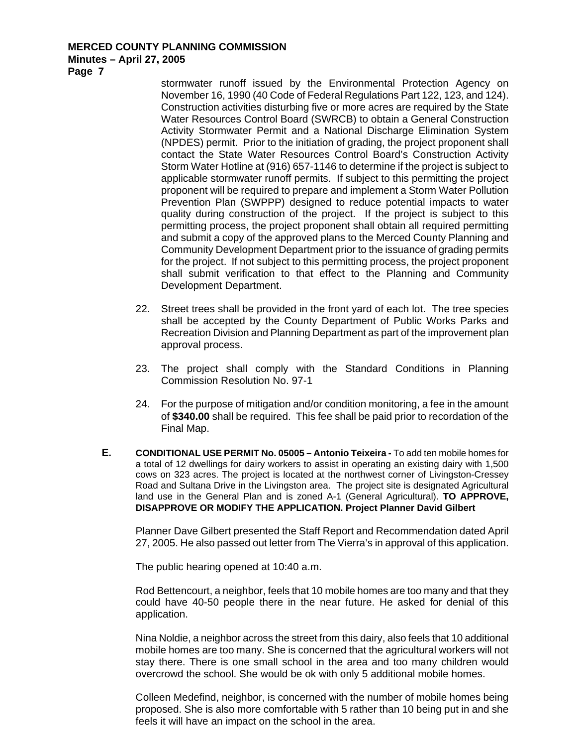stormwater runoff issued by the Environmental Protection Agency on November 16, 1990 (40 Code of Federal Regulations Part 122, 123, and 124). Construction activities disturbing five or more acres are required by the State Water Resources Control Board (SWRCB) to obtain a General Construction Activity Stormwater Permit and a National Discharge Elimination System (NPDES) permit. Prior to the initiation of grading, the project proponent shall contact the State Water Resources Control Board's Construction Activity Storm Water Hotline at (916) 657-1146 to determine if the project is subject to applicable stormwater runoff permits. If subject to this permitting the project proponent will be required to prepare and implement a Storm Water Pollution Prevention Plan (SWPPP) designed to reduce potential impacts to water quality during construction of the project. If the project is subject to this permitting process, the project proponent shall obtain all required permitting and submit a copy of the approved plans to the Merced County Planning and Community Development Department prior to the issuance of grading permits for the project. If not subject to this permitting process, the project proponent shall submit verification to that effect to the Planning and Community Development Department.

22. Street trees shall be provided in the front yard of each lot. The tree species shall be accepted by the County Department of Public Works Parks and Recreation Division and Planning Department as part of the improvement plan approval process.

23. The project shall comply with the Standard Conditions in Planning Commission Resolution No. 97-1

24. For the purpose of mitigation and/or condition monitoring, a fee in the amount of **$340.00** shall be required. This fee shall be paid prior to recordation of the Final Map.

**E. CONDITIONAL USE PERMIT No. 05005 – Antonio Teixeira -** To add ten mobile homes for a total of 12 dwellings for dairy workers to assist in operating an existing dairy with 1,500 cows on 323 acres. The project is located at the northwest corner of Livingston-Cressey Road and Sultana Drive in the Livingston area. The project site is designated Agricultural land use in the General Plan and is zoned A-1 (General Agricultural). **TO APPROVE, DISAPPROVE OR MODIFY THE APPLICATION. Project Planner David Gilbert**

Planner Dave Gilbert presented the Staff Report and Recommendation dated April 27, 2005. He also passed out letter from The Vierra's in approval of this application.

The public hearing opened at 10:40 a.m.

Rod Bettencourt, a neighbor, feels that 10 mobile homes are too many and that they could have 40-50 people there in the near future. He asked for denial of this application.

Nina Noldie, a neighbor across the street from this dairy, also feels that 10 additional mobile homes are too many. She is concerned that the agricultural workers will not stay there. There is one small school in the area and too many children would overcrowd the school. She would be ok with only 5 additional mobile homes.

Colleen Medefind, neighbor, is concerned with the number of mobile homes being proposed. She is also more comfortable with 5 rather than 10 being put in and she feels it will have an impact on the school in the area.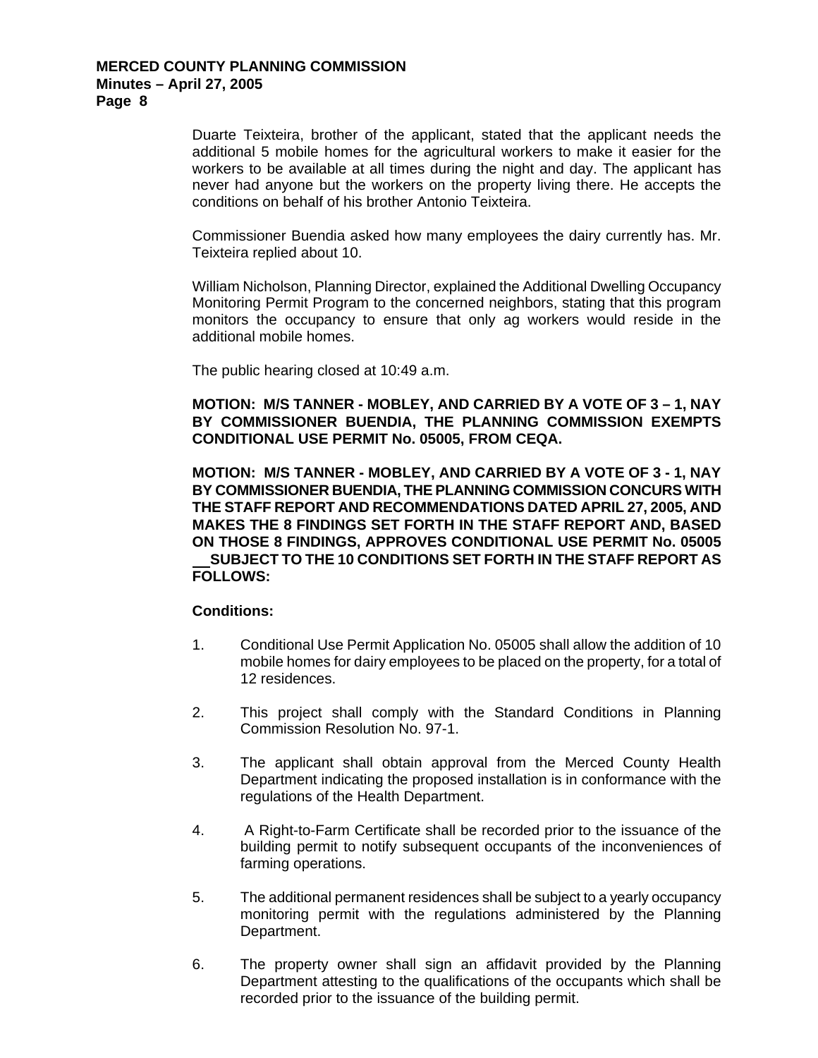Duarte Teixteira, brother of the applicant, stated that the applicant needs the additional 5 mobile homes for the agricultural workers to make it easier for the workers to be available at all times during the night and day. The applicant has never had anyone but the workers on the property living there. He accepts the conditions on behalf of his brother Antonio Teixteira.

Commissioner Buendia asked how many employees the dairy currently has. Mr. Teixteira replied about 10.

William Nicholson, Planning Director, explained the Additional Dwelling Occupancy Monitoring Permit Program to the concerned neighbors, stating that this program monitors the occupancy to ensure that only ag workers would reside in the additional mobile homes.

The public hearing closed at 10:49 a.m.

**MOTION: M/S TANNER - MOBLEY, AND CARRIED BY A VOTE OF 3 – 1, NAY BY COMMISSIONER BUENDIA, THE PLANNING COMMISSION EXEMPTS CONDITIONAL USE PERMIT No. 05005, FROM CEQA.**

**MOTION: M/S TANNER - MOBLEY, AND CARRIED BY A VOTE OF 3 - 1, NAY BY COMMISSIONER BUENDIA, THE PLANNING COMMISSION CONCURS WITH THE STAFF REPORT AND RECOMMENDATIONS DATED APRIL 27, 2005, AND MAKES THE 8 FINDINGS SET FORTH IN THE STAFF REPORT AND, BASED ON THOSE 8 FINDINGS, APPROVES CONDITIONAL USE PERMIT No. 05005 SUBJECT TO THE 10 CONDITIONS SET FORTH IN THE STAFF REPORT AS FOLLOWS:**

**Conditions:**

1. Conditional Use Permit Application No. 05005 shall allow the addition of 10 mobile homes for dairy employees to be placed on the property, for a total of 12 residences.

2. This project shall comply with the Standard Conditions in Planning Commission Resolution No. 97-1.

3. The applicant shall obtain approval from the Merced County Health Department indicating the proposed installation is in conformance with the regulations of the Health Department.

4. A Right-to-Farm Certificate shall be recorded prior to the issuance of the building permit to notify subsequent occupants of the inconveniences of farming operations.

5. The additional permanent residences shall be subject to a yearly occupancy monitoring permit with the regulations administered by the Planning Department.

6. The property owner shall sign an affidavit provided by the Planning Department attesting to the qualifications of the occupants which shall be recorded prior to the issuance of the building permit.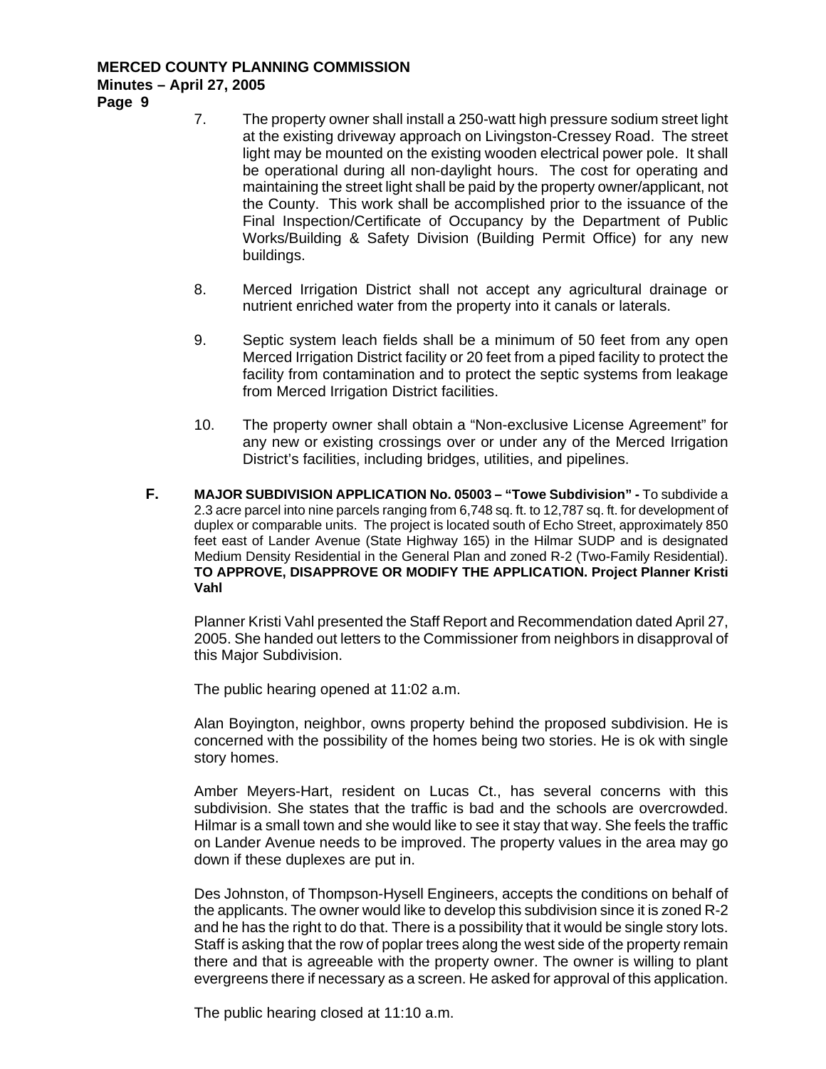7. The property owner shall install a 250-watt high pressure sodium street light at the existing driveway approach on Livingston-Cressey Road. The street light may be mounted on the existing wooden electrical power pole. It shall be operational during all non-daylight hours. The cost for operating and maintaining the street light shall be paid by the property owner/applicant, not the County. This work shall be accomplished prior to the issuance of the Final Inspection/Certificate of Occupancy by the Department of Public Works/Building & Safety Division (Building Permit Office) for any new buildings.

8. Merced Irrigation District shall not accept any agricultural drainage or nutrient enriched water from the property into it canals or laterals.

9. Septic system leach fields shall be a minimum of 50 feet from any open Merced Irrigation District facility or 20 feet from a piped facility to protect the facility from contamination and to protect the septic systems from leakage from Merced Irrigation District facilities.

10. The property owner shall obtain a "Non-exclusive License Agreement" for any new or existing crossings over or under any of the Merced Irrigation District's facilities, including bridges, utilities, and pipelines.

**F.** **MAJOR SUBDIVISION APPLICATION No. 05003 – "Towe Subdivision" -** To subdivide a 2.3 acre parcel into nine parcels ranging from 6,748 sq. ft. to 12,787 sq. ft. for development of duplex or comparable units. The project is located south of Echo Street, approximately 850 feet east of Lander Avenue (State Highway 165) in the Hilmar SUDP and is designated Medium Density Residential in the General Plan and zoned R-2 (Two-Family Residential). **TO APPROVE, DISAPPROVE OR MODIFY THE APPLICATION. Project Planner Kristi Vahl**

Planner Kristi Vahl presented the Staff Report and Recommendation dated April 27, 2005. She handed out letters to the Commissioner from neighbors in disapproval of this Major Subdivision.

The public hearing opened at 11:02 a.m.

Alan Boyington, neighbor, owns property behind the proposed subdivision. He is concerned with the possibility of the homes being two stories. He is ok with single story homes.

Amber Meyers-Hart, resident on Lucas Ct., has several concerns with this subdivision. She states that the traffic is bad and the schools are overcrowded. Hilmar is a small town and she would like to see it stay that way. She feels the traffic on Lander Avenue needs to be improved. The property values in the area may go down if these duplexes are put in.

Des Johnston, of Thompson-Hysell Engineers, accepts the conditions on behalf of the applicants. The owner would like to develop this subdivision since it is zoned R-2 and he has the right to do that. There is a possibility that it would be single story lots. Staff is asking that the row of poplar trees along the west side of the property remain there and that is agreeable with the property owner. The owner is willing to plant evergreens there if necessary as a screen. He asked for approval of this application.

The public hearing closed at 11:10 a.m.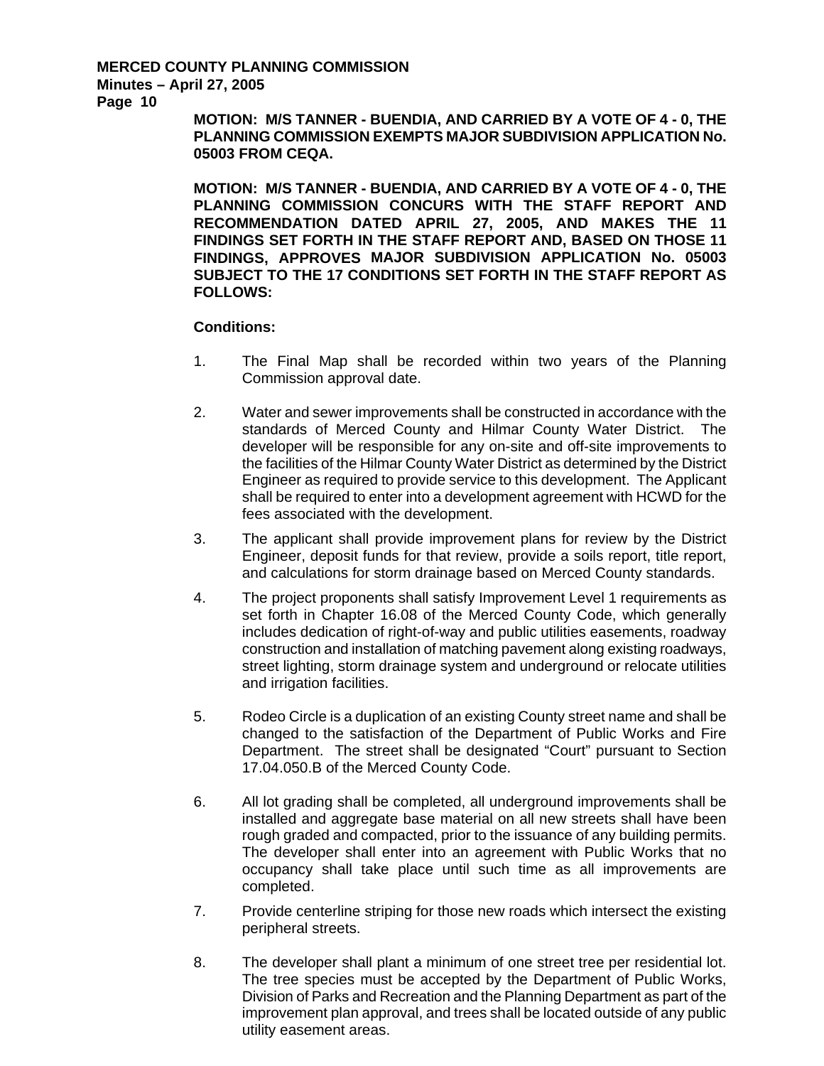**MOTION: M/S TANNER - BUENDIA, AND CARRIED BY A VOTE OF 4 - 0, THE PLANNING COMMISSION EXEMPTS MAJOR SUBDIVISION APPLICATION No. 05003 FROM CEQA.**

**MOTION: M/S TANNER - BUENDIA, AND CARRIED BY A VOTE OF 4 - 0, THE PLANNING COMMISSION CONCURS WITH THE STAFF REPORT AND RECOMMENDATION DATED APRIL 27, 2005, AND MAKES THE 11 FINDINGS SET FORTH IN THE STAFF REPORT AND, BASED ON THOSE 11 FINDINGS, APPROVES MAJOR SUBDIVISION APPLICATION No. 05003 SUBJECT TO THE 17 CONDITIONS SET FORTH IN THE STAFF REPORT AS FOLLOWS:**

**Conditions:**

1. The Final Map shall be recorded within two years of the Planning Commission approval date.

2. Water and sewer improvements shall be constructed in accordance with the standards of Merced County and Hilmar County Water District. The developer will be responsible for any on-site and off-site improvements to the facilities of the Hilmar County Water District as determined by the District Engineer as required to provide service to this development. The Applicant shall be required to enter into a development agreement with HCWD for the fees associated with the development.

3. The applicant shall provide improvement plans for review by the District Engineer, deposit funds for that review, provide a soils report, title report, and calculations for storm drainage based on Merced County standards.

4. The project proponents shall satisfy Improvement Level 1 requirements as set forth in Chapter 16.08 of the Merced County Code, which generally includes dedication of right-of-way and public utilities easements, roadway construction and installation of matching pavement along existing roadways, street lighting, storm drainage system and underground or relocate utilities and irrigation facilities.

5. Rodeo Circle is a duplication of an existing County street name and shall be changed to the satisfaction of the Department of Public Works and Fire Department. The street shall be designated "Court" pursuant to Section 17.04.050.B of the Merced County Code.

6. All lot grading shall be completed, all underground improvements shall be installed and aggregate base material on all new streets shall have been rough graded and compacted, prior to the issuance of any building permits. The developer shall enter into an agreement with Public Works that no occupancy shall take place until such time as all improvements are completed.

7. Provide centerline striping for those new roads which intersect the existing peripheral streets.

8. The developer shall plant a minimum of one street tree per residential lot. The tree species must be accepted by the Department of Public Works, Division of Parks and Recreation and the Planning Department as part of the improvement plan approval, and trees shall be located outside of any public utility easement areas.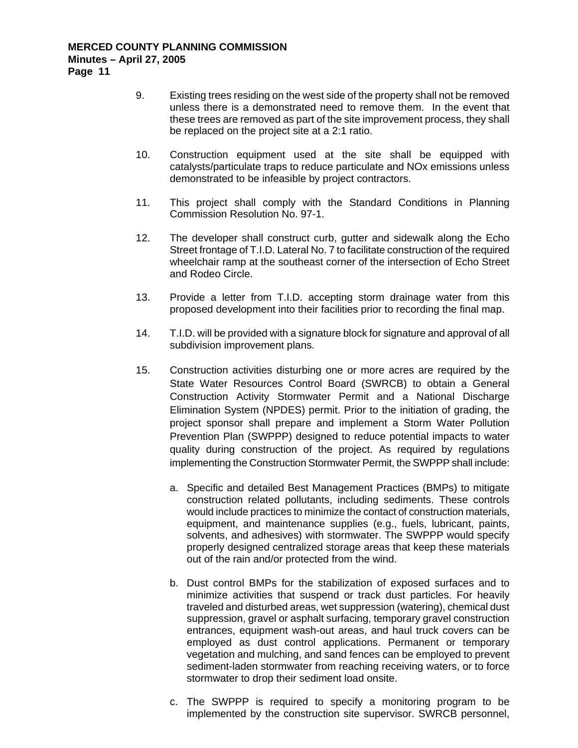9. Existing trees residing on the west side of the property shall not be removed unless there is a demonstrated need to remove them. In the event that these trees are removed as part of the site improvement process, they shall be replaced on the project site at a 2:1 ratio.

10. Construction equipment used at the site shall be equipped with catalysts/particulate traps to reduce particulate and NOx emissions unless demonstrated to be infeasible by project contractors.

11. This project shall comply with the Standard Conditions in Planning Commission Resolution No. 97-1.

12. The developer shall construct curb, gutter and sidewalk along the Echo Street frontage of T.I.D. Lateral No. 7 to facilitate construction of the required wheelchair ramp at the southeast corner of the intersection of Echo Street and Rodeo Circle.

13. Provide a letter from T.I.D. accepting storm drainage water from this proposed development into their facilities prior to recording the final map.

14. T.I.D. will be provided with a signature block for signature and approval of all subdivision improvement plans.

15. Construction activities disturbing one or more acres are required by the State Water Resources Control Board (SWRCB) to obtain a General Construction Activity Stormwater Permit and a National Discharge Elimination System (NPDES) permit. Prior to the initiation of grading, the project sponsor shall prepare and implement a Storm Water Pollution Prevention Plan (SWPPP) designed to reduce potential impacts to water quality during construction of the project. As required by regulations implementing the Construction Stormwater Permit, the SWPPP shall include:

    a. Specific and detailed Best Management Practices (BMPs) to mitigate construction related pollutants, including sediments. These controls would include practices to minimize the contact of construction materials, equipment, and maintenance supplies (e.g., fuels, lubricant, paints, solvents, and adhesives) with stormwater. The SWPPP would specify properly designed centralized storage areas that keep these materials out of the rain and/or protected from the wind.

    b. Dust control BMPs for the stabilization of exposed surfaces and to minimize activities that suspend or track dust particles. For heavily traveled and disturbed areas, wet suppression (watering), chemical dust suppression, gravel or asphalt surfacing, temporary gravel construction entrances, equipment wash-out areas, and haul truck covers can be employed as dust control applications. Permanent or temporary vegetation and mulching, and sand fences can be employed to prevent sediment-laden stormwater from reaching receiving waters, or to force stormwater to drop their sediment load onsite.

    c. The SWPPP is required to specify a monitoring program to be implemented by the construction site supervisor. SWRCB personnel,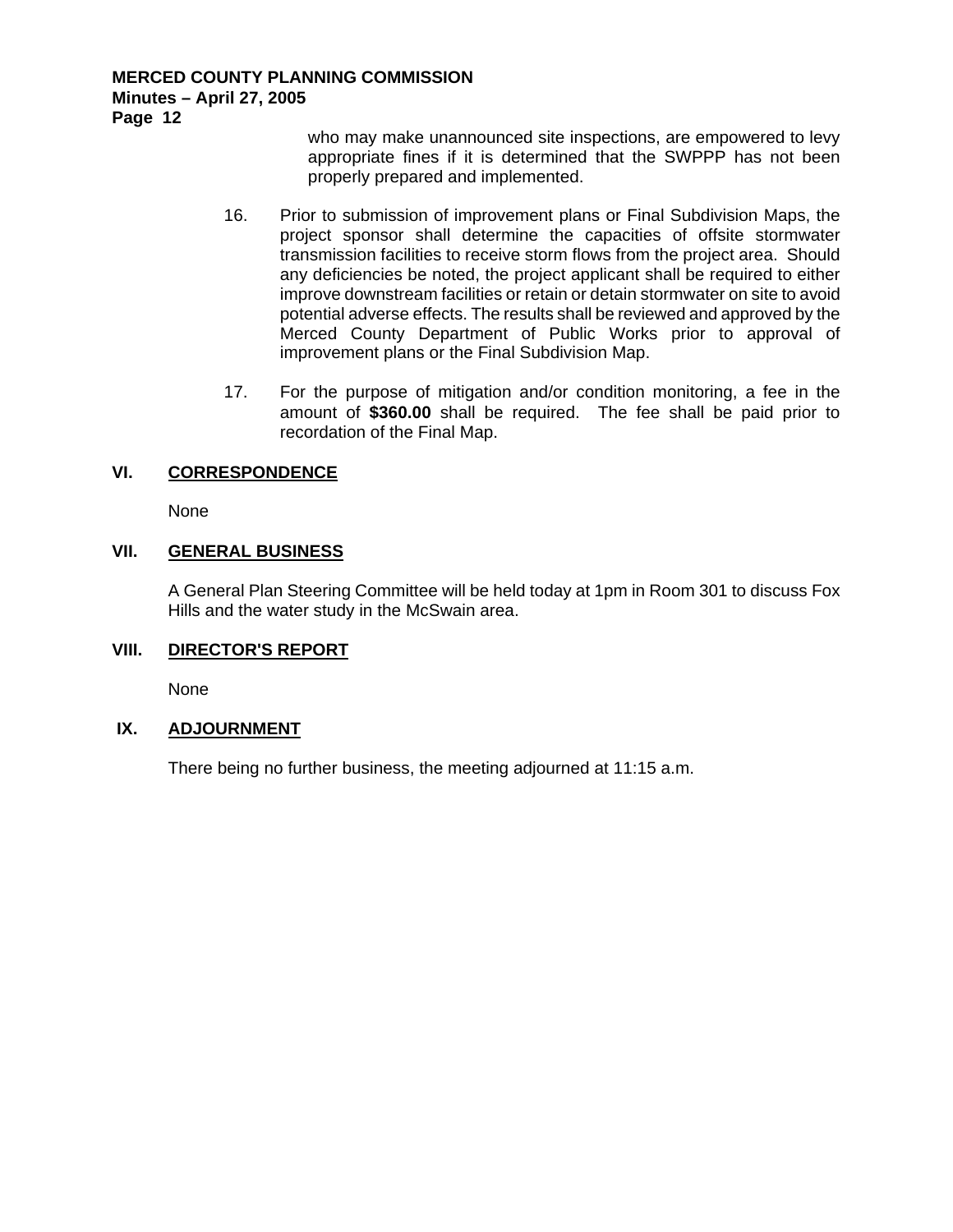who may make unannounced site inspections, are empowered to levy appropriate fines if it is determined that the SWPPP has not been properly prepared and implemented.

16. Prior to submission of improvement plans or Final Subdivision Maps, the project sponsor shall determine the capacities of offsite stormwater transmission facilities to receive storm flows from the project area. Should any deficiencies be noted, the project applicant shall be required to either improve downstream facilities or retain or detain stormwater on site to avoid potential adverse effects. The results shall be reviewed and approved by the Merced County Department of Public Works prior to approval of improvement plans or the Final Subdivision Map.

17. For the purpose of mitigation and/or condition monitoring, a fee in the amount of **$360.00** shall be required. The fee shall be paid prior to recordation of the Final Map.

## VI. CORRESPONDENCE

None

## VII. GENERAL BUSINESS

A General Plan Steering Committee will be held today at 1pm in Room 301 to discuss Fox Hills and the water study in the McSwain area.

## VIII. DIRECTOR'S REPORT

None

## IX. ADJOURNMENT

There being no further business, the meeting adjourned at 11:15 a.m.